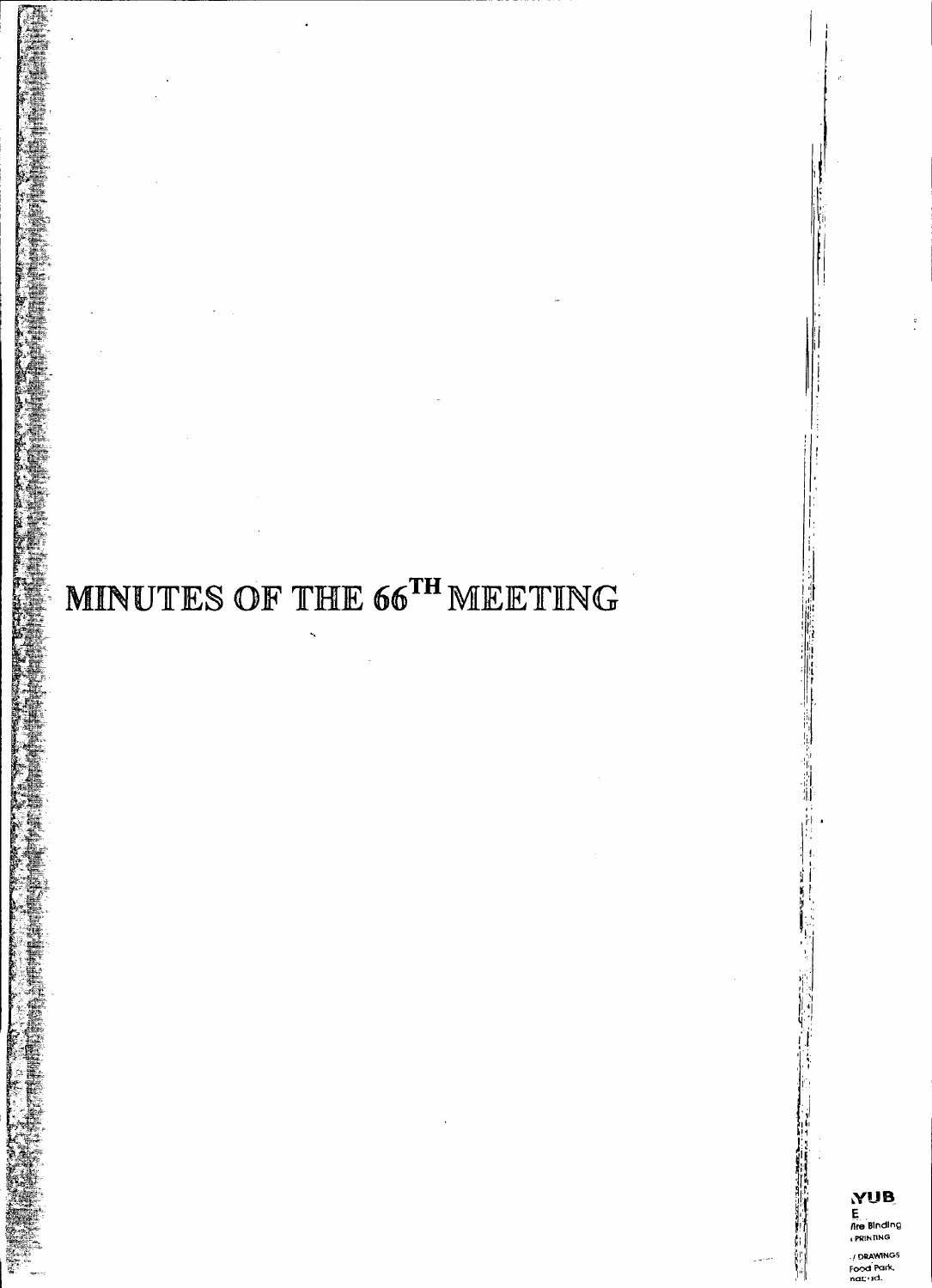# MINUTES OF THE 66TH MEETING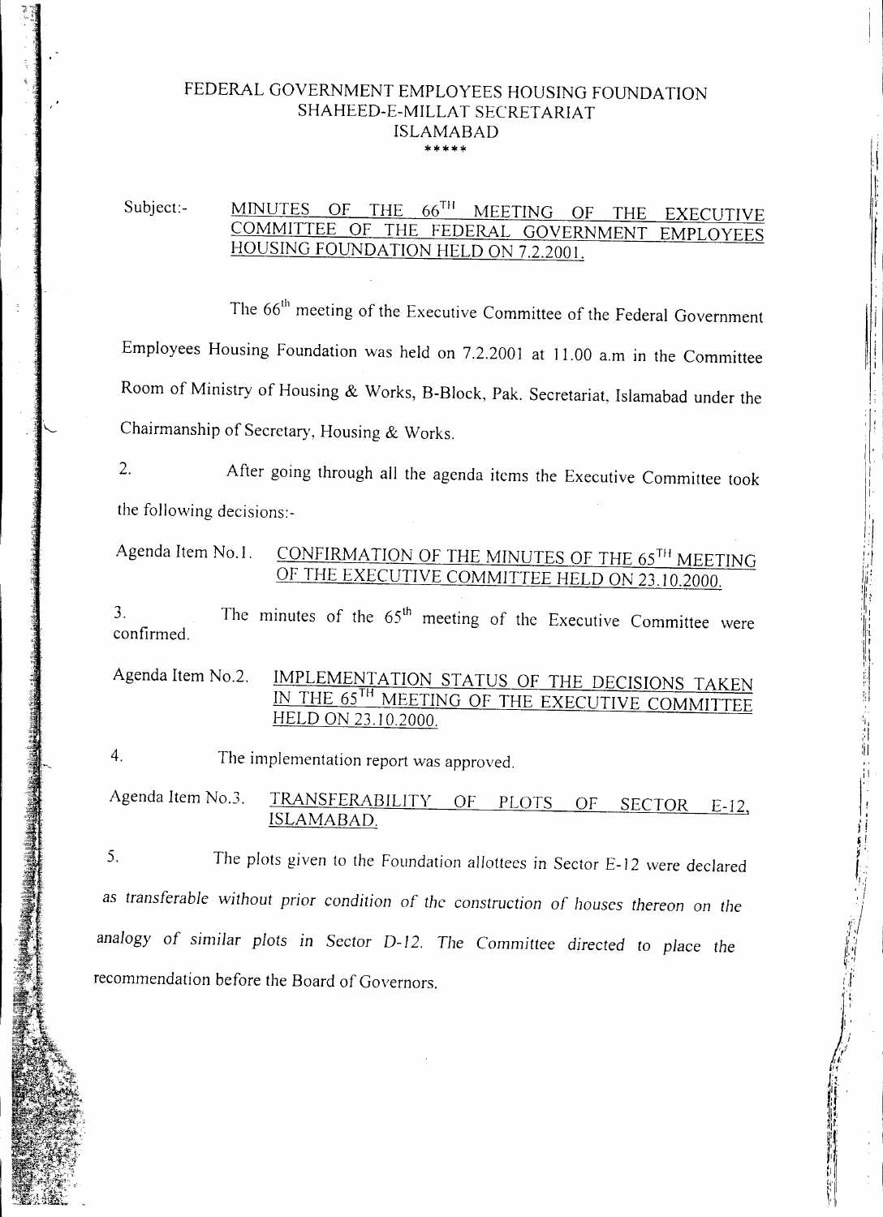FEDERAL GOVERNMENT EMPLOYEES HOUSING FOUNDATION
SHAHEED-E-MILLAT SECRETARIAT
ISLAMABAD

*****

Subject:- <u>MINUTES OF THE 66[TH] MEETING OF THE EXECUTIVE COMMITTEE OF THE FEDERAL GOVERNMENT EMPLOYEES HOUSING FOUNDATION HELD ON 7.2.2001.</u>

The 66[th] meeting of the Executive Committee of the Federal Government Employees Housing Foundation was held on 7.2.2001 at 11.00 a.m in the Committee Room of Ministry of Housing & Works, B-Block, Pak. Secretariat, Islamabad under the Chairmanship of Secretary, Housing & Works.

2. After going through all the agenda items the Executive Committee took the following decisions:-

Agenda Item No.1. <u>CONFIRMATION OF THE MINUTES OF THE 65[TH] MEETING OF THE EXECUTIVE COMMITTEE HELD ON 23.10.2000.</u>

3. The minutes of the 65[th] meeting of the Executive Committee were confirmed.

Agenda Item No.2. <u>IMPLEMENTATION STATUS OF THE DECISIONS TAKEN IN THE 65[TH] MEETING OF THE EXECUTIVE COMMITTEE HELD ON 23.10.2000.</u>

4. The implementation report was approved.

Agenda Item No.3. <u>TRANSFERABILITY OF PLOTS OF SECTOR E-12, ISLAMABAD.</u>

5. The plots given to the Foundation allottees in Sector E-12 were declared *as transferable without prior condition of the construction of houses thereon on the analogy of similar plots in Sector D-12.* The Committee directed to place the recommendation before the Board of Governors.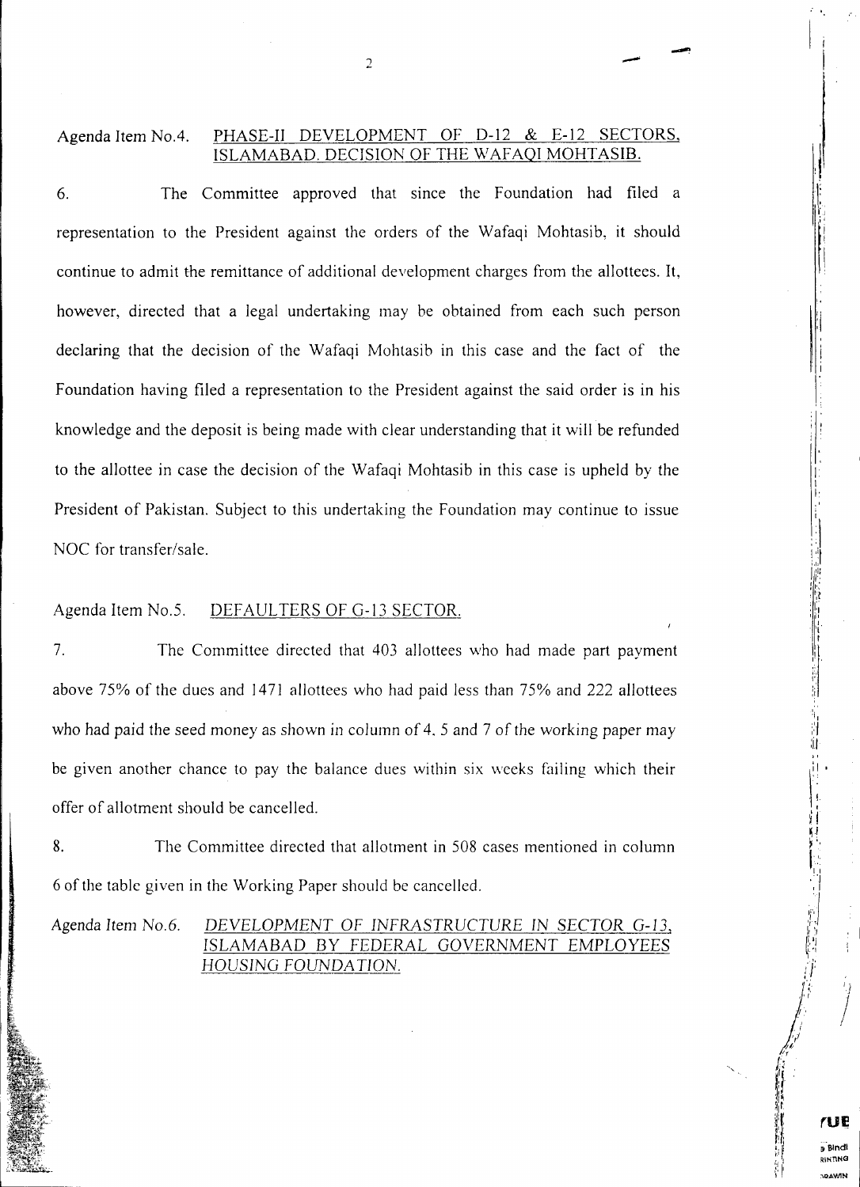Agenda Item No.4. <u>PHASE-II DEVELOPMENT OF D-12 & E-12 SECTORS, ISLAMABAD. DECISION OF THE WAFAQI MOHTASIB.</u>

6. The Committee approved that since the Foundation had filed a representation to the President against the orders of the Wafaqi Mohtasib, it should continue to admit the remittance of additional development charges from the allottees. It, however, directed that a legal undertaking may be obtained from each such person declaring that the decision of the Wafaqi Mohtasib in this case and the fact of the Foundation having filed a representation to the President against the said order is in his knowledge and the deposit is being made with clear understanding that it will be refunded to the allottee in case the decision of the Wafaqi Mohtasib in this case is upheld by the President of Pakistan. Subject to this undertaking the Foundation may continue to issue NOC for transfer/sale.

Agenda Item No.5. <u>DEFAULTERS OF G-13 SECTOR.</u>

7. The Committee directed that 403 allottees who had made part payment above 75% of the dues and 1471 allottees who had paid less than 75% and 222 allottees who had paid the seed money as shown in column of 4, 5 and 7 of the working paper may be given another chance to pay the balance dues within six weeks failing which their offer of allotment should be cancelled.

8. The Committee directed that allotment in 508 cases mentioned in column 6 of the table given in the Working Paper should be cancelled.

*Agenda Item No.6.* *<u>DEVELOPMENT OF INFRASTRUCTURE IN SECTOR G-13, ISLAMABAD BY FEDERAL GOVERNMENT EMPLOYEES HOUSING FOUNDATION.</u>*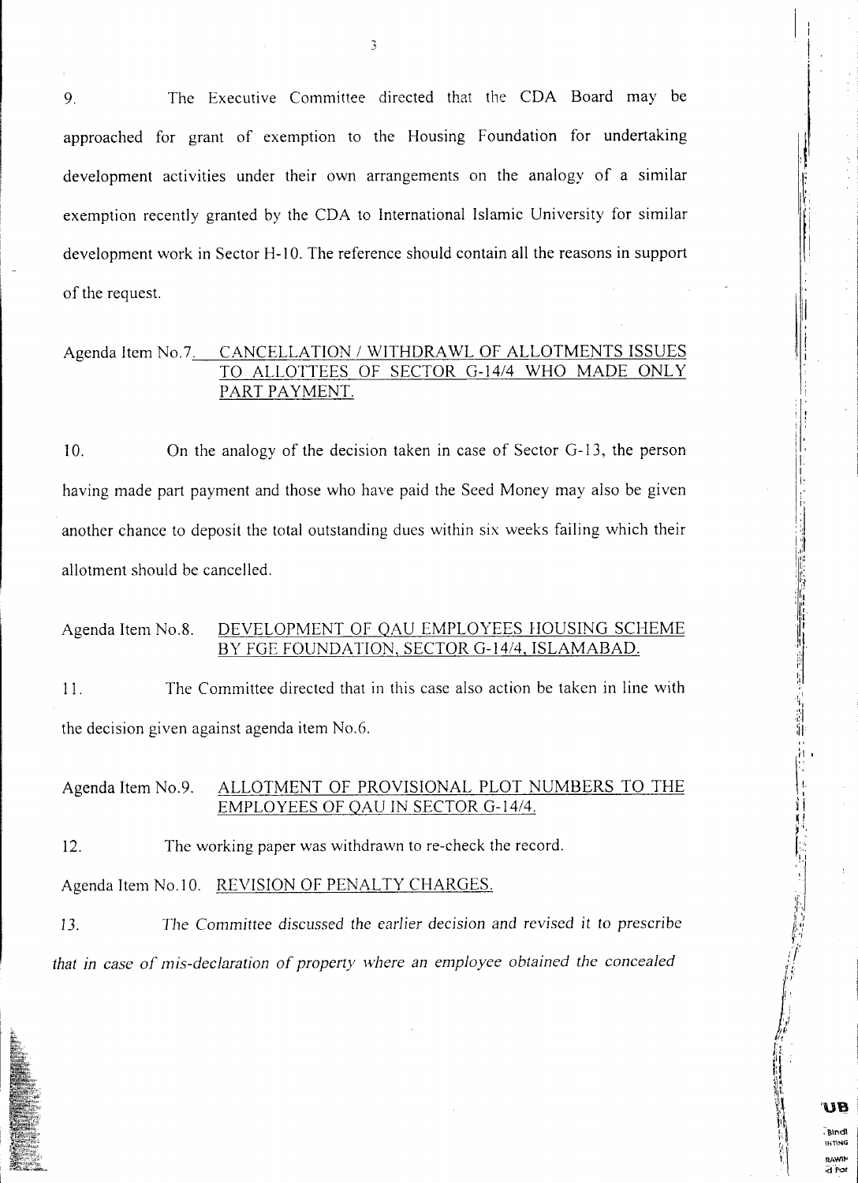9. The Executive Committee directed that the CDA Board may be approached for grant of exemption to the Housing Foundation for undertaking development activities under their own arrangements on the analogy of a similar exemption recently granted by the CDA to International Islamic University for similar development work in Sector H-10. The reference should contain all the reasons in support of the request.

Agenda Item No.7. <u>CANCELLATION / WITHDRAWL OF ALLOTMENTS ISSUES TO ALLOTTEES OF SECTOR G-14/4 WHO MADE ONLY PART PAYMENT.</u>

10. On the analogy of the decision taken in case of Sector G-13, the person having made part payment and those who have paid the Seed Money may also be given another chance to deposit the total outstanding dues within six weeks failing which their allotment should be cancelled.

Agenda Item No.8. <u>DEVELOPMENT OF QAU EMPLOYEES HOUSING SCHEME BY FGE FOUNDATION, SECTOR G-14/4, ISLAMABAD.</u>

11. The Committee directed that in this case also action be taken in line with the decision given against agenda item No.6.

Agenda Item No.9. <u>ALLOTMENT OF PROVISIONAL PLOT NUMBERS TO THE EMPLOYEES OF QAU IN SECTOR G-14/4.</u>

12. The working paper was withdrawn to re-check the record.

Agenda Item No.10. <u>REVISION OF PENALTY CHARGES.</u>

13. *The Committee discussed the earlier decision and revised it to prescribe that in case of mis-declaration of property where an employee obtained the concealed*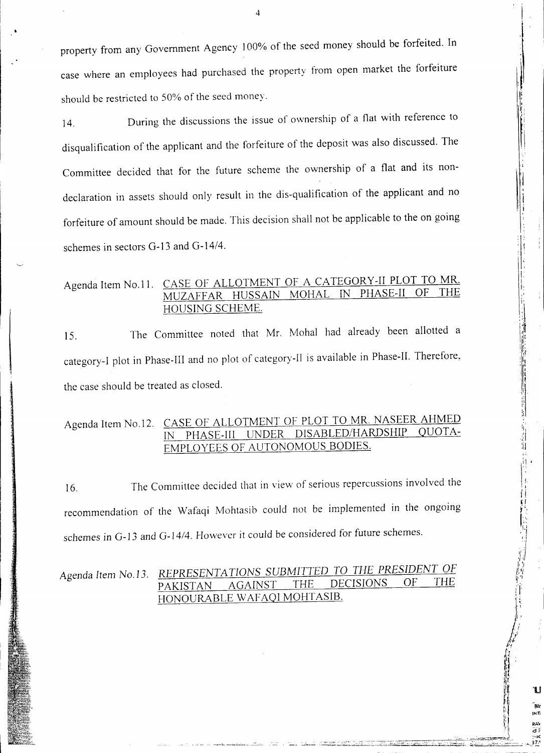property from any Government Agency 100% of the seed money should be forfeited. In case where an employees had purchased the property from open market the forfeiture should be restricted to 50% of the seed money.

14. During the discussions the issue of ownership of a flat with reference to disqualification of the applicant and the forfeiture of the deposit was also discussed. The Committee decided that for the future scheme the ownership of a flat and its non-declaration in assets should only result in the dis-qualification of the applicant and no forfeiture of amount should be made. This decision shall not be applicable to the on going schemes in sectors G-13 and G-14/4.

Agenda Item No.11. <u>CASE OF ALLOTMENT OF A CATEGORY-II PLOT TO MR. MUZAFFAR HUSSAIN MOHAL IN PHASE-II OF THE HOUSING SCHEME.</u>

15. The Committee noted that Mr. Mohal had already been allotted a category-I plot in Phase-III and no plot of category-II is available in Phase-II. Therefore, the case should be treated as closed.

Agenda Item No.12. <u>CASE OF ALLOTMENT OF PLOT TO MR. NASEER AHMED IN PHASE-III UNDER DISABLED/HARDSHIP QUOTA-EMPLOYEES OF AUTONOMOUS BODIES.</u>

16. The Committee decided that in view of serious repercussions involved the recommendation of the Wafaqi Mohtasib could not be implemented in the ongoing schemes in G-13 and G-14/4. However it could be considered for future schemes.

*Agenda Item No.13.* *<u>REPRESENTATIONS SUBMITTED TO THE PRESIDENT OF PAKISTAN AGAINST THE DECISIONS OF THE HONOURABLE WAFAQI MOHTASIB.</u>*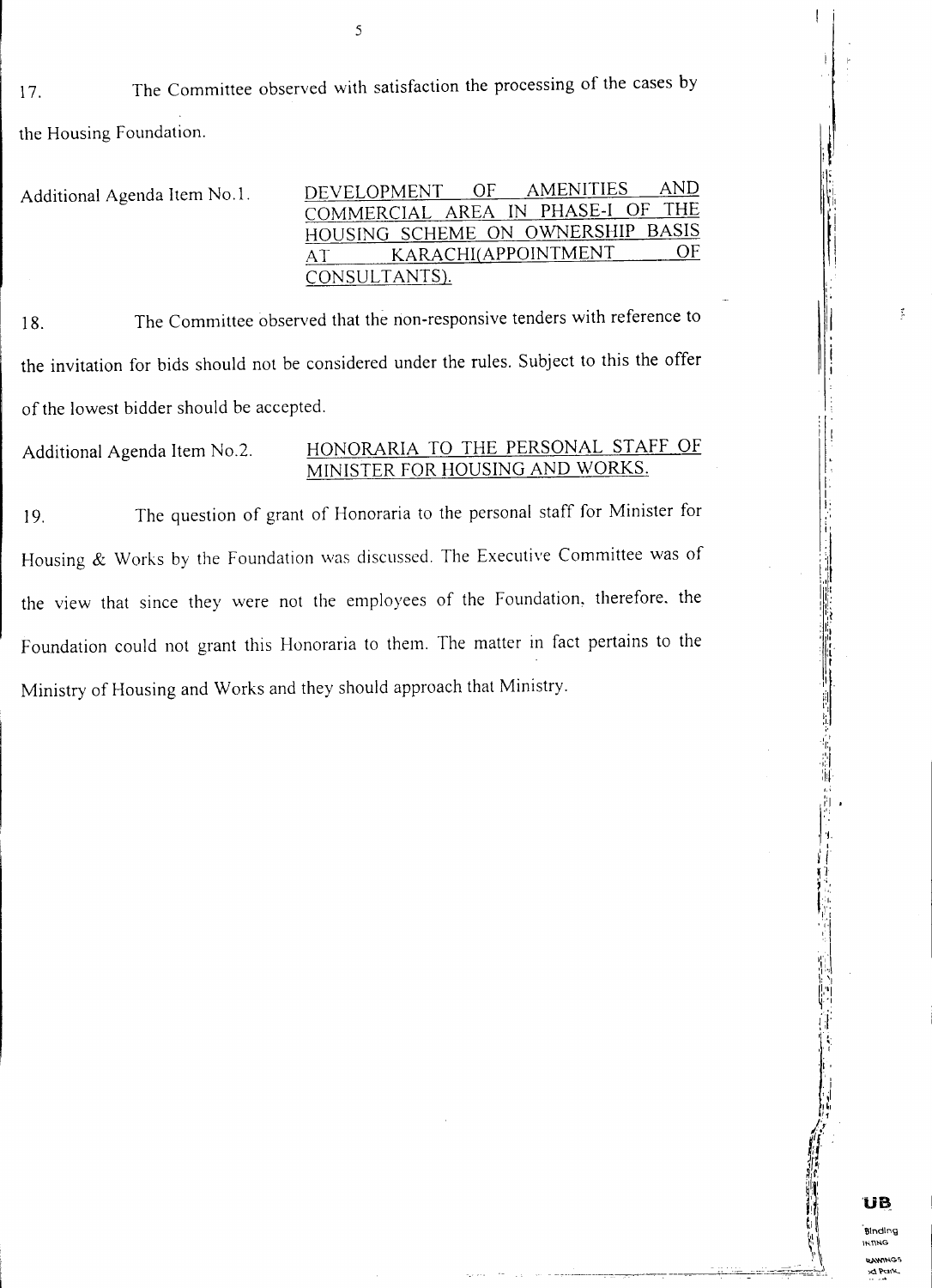17. The Committee observed with satisfaction the processing of the cases by the Housing Foundation.

Additional Agenda Item No.1. DEVELOPMENT OF AMENITIES AND COMMERCIAL AREA IN PHASE-I OF THE HOUSING SCHEME ON OWNERSHIP BASIS AT KARACHI(APPOINTMENT OF CONSULTANTS).

18. The Committee observed that the non-responsive tenders with reference to the invitation for bids should not be considered under the rules. Subject to this the offer of the lowest bidder should be accepted.

Additional Agenda Item No.2. HONORARIA TO THE PERSONAL STAFF OF MINISTER FOR HOUSING AND WORKS.

19. The question of grant of Honoraria to the personal staff for Minister for Housing & Works by the Foundation was discussed. The Executive Committee was of the view that since they were not the employees of the Foundation, therefore, the Foundation could not grant this Honoraria to them. The matter in fact pertains to the Ministry of Housing and Works and they should approach that Ministry.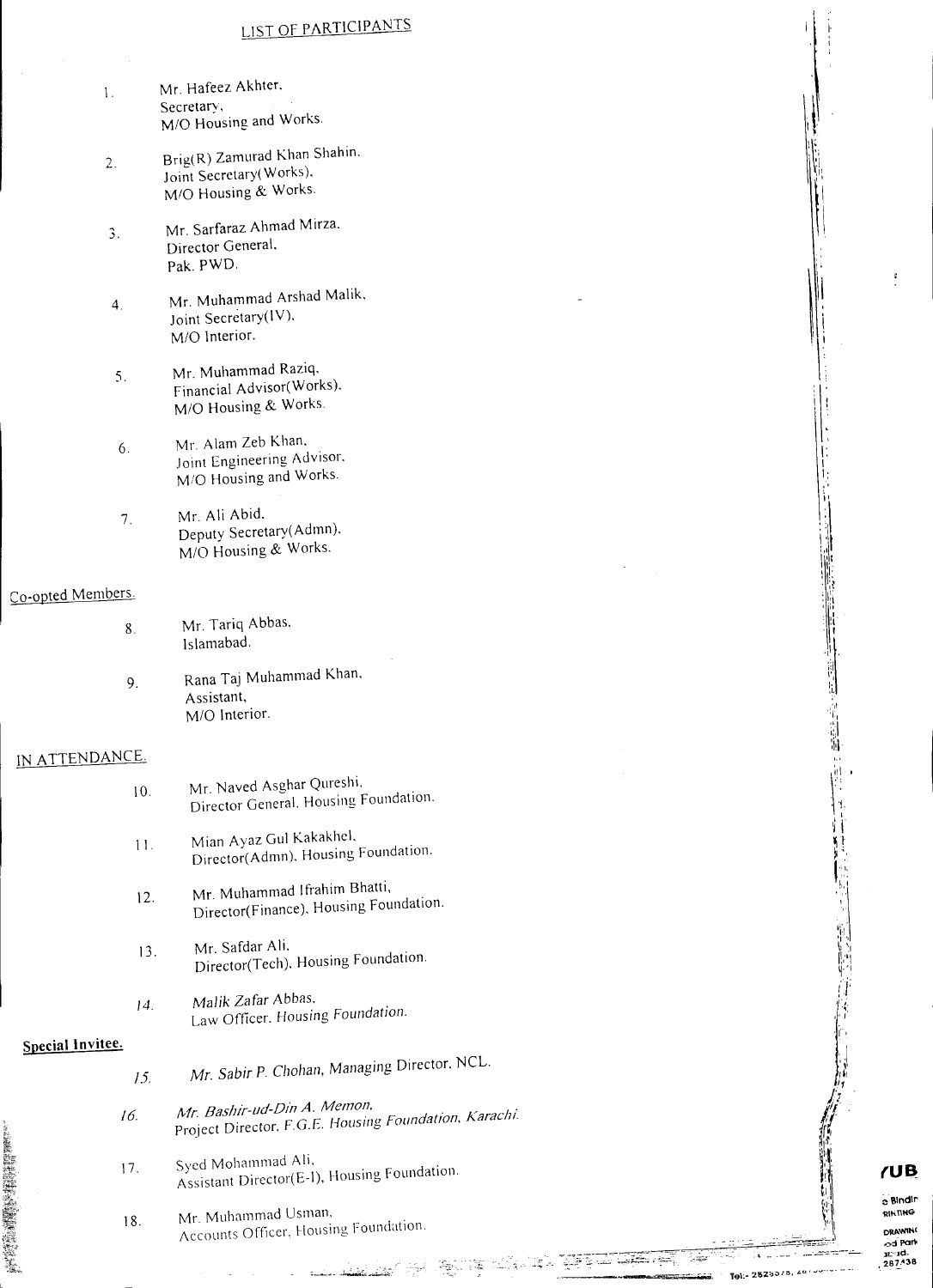# LIST OF PARTICIPANTS

1. Mr. Hafeez Akhter,
   Secretary,
   M/O Housing and Works.

2. Brig(R) Zamurad Khan Shahin,
   Joint Secretary(Works),
   M/O Housing & Works.

3. Mr. Sarfaraz Ahmad Mirza,
   Director General,
   Pak. PWD.

4. Mr. Muhammad Arshad Malik,
   Joint Secretary(IV),
   M/O Interior.

5. Mr. Muhammad Raziq,
   Financial Advisor(Works),
   M/O Housing & Works.

6. Mr. Alam Zeb Khan,
   Joint Engineering Advisor,
   M/O Housing and Works.

7. Mr. Ali Abid,
   Deputy Secretary(Admn),
   M/O Housing & Works.

Co-opted Members.

8. Mr. Tariq Abbas,
   Islamabad.

9. Rana Taj Muhammad Khan,
   Assistant,
   M/O Interior.

IN ATTENDANCE.

10. Mr. Naved Asghar Qureshi,
    Director General, Housing Foundation.

11. Mian Ayaz Gul Kakakhel,
    Director(Admn), Housing Foundation.

12. Mr. Muhammad Ifrahim Bhatti,
    Director(Finance), Housing Foundation.

13. Mr. Safdar Ali,
    Director(Tech), Housing Foundation.

14. *Malik Zafar Abbas,*
    *Law Officer, Housing Foundation.*

**Special Invitee.**

15. *Mr. Sabir P. Chohan, Managing Director, NCL.*

16. *Mr. Bashir-ud-Din A. Memon,*
    *Project Director, F.G.E. Housing Foundation, Karachi.*

17. Syed Mohammad Ali,
    Assistant Director(E-I), Housing Foundation.

18. Mr. Muhammad Usman,
    Accounts Officer, Housing Foundation.